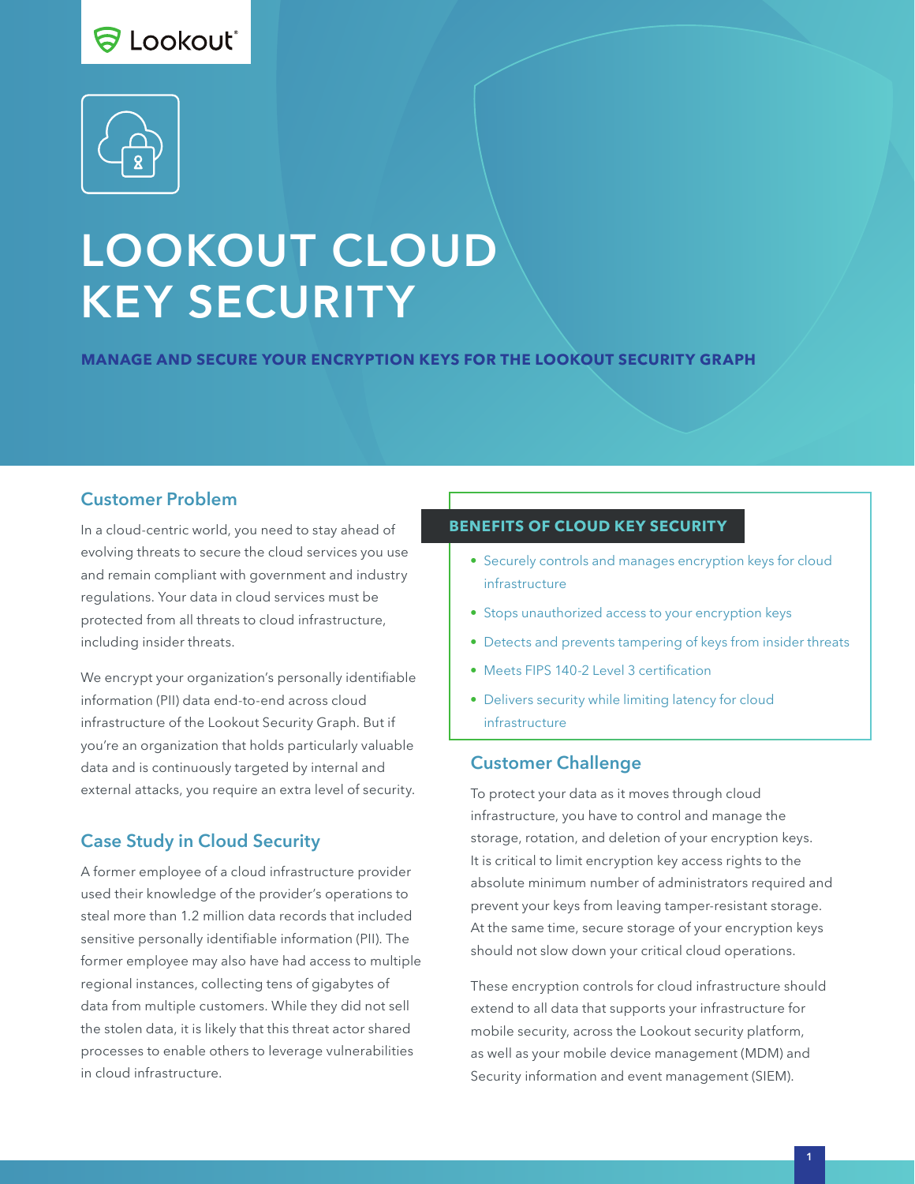Lookout

# LOOKOUT CLOUD KEY SECURITY

**MANAGE AND SECURE YOUR ENCRYPTION KEYS FOR THE LOOKOUT SECURITY GRAPH**

## Customer Problem

In a cloud-centric world, you need to stay ahead of evolving threats to secure the cloud services you use and remain compliant with government and industry regulations. Your data in cloud services must be protected from all threats to cloud infrastructure, including insider threats.

We encrypt your organization's personally identifiable information (PII) data end-to-end across cloud infrastructure of the Lookout Security Graph. But if you're an organization that holds particularly valuable data and is continuously targeted by internal and external attacks, you require an extra level of security.

## Case Study in Cloud Security

A former employee of a cloud infrastructure provider used their knowledge of the provider's operations to steal more than 1.2 million data records that included sensitive personally identifiable information (PII). The former employee may also have had access to multiple regional instances, collecting tens of gigabytes of data from multiple customers. While they did not sell the stolen data, it is likely that this threat actor shared processes to enable others to leverage vulnerabilities in cloud infrastructure.

### BENEFITS OF CLOUD KEY SECURITY

- Securely controls and manages encryption keys for cloud infrastructure
- Stops unauthorized access to your encryption keys
- Detects and prevents tampering of keys from insider threats
- Meets FIPS 140-2 Level 3 certification
- Delivers security while limiting latency for cloud infrastructure

## Customer Challenge

To protect your data as it moves through cloud infrastructure, you have to control and manage the storage, rotation, and deletion of your encryption keys. It is critical to limit encryption key access rights to the absolute minimum number of administrators required and prevent your keys from leaving tamper-resistant storage. At the same time, secure storage of your encryption keys should not slow down your critical cloud operations.

These encryption controls for cloud infrastructure should extend to all data that supports your infrastructure for mobile security, across the Lookout security platform, as well as your mobile device management (MDM) and Security information and event management (SIEM).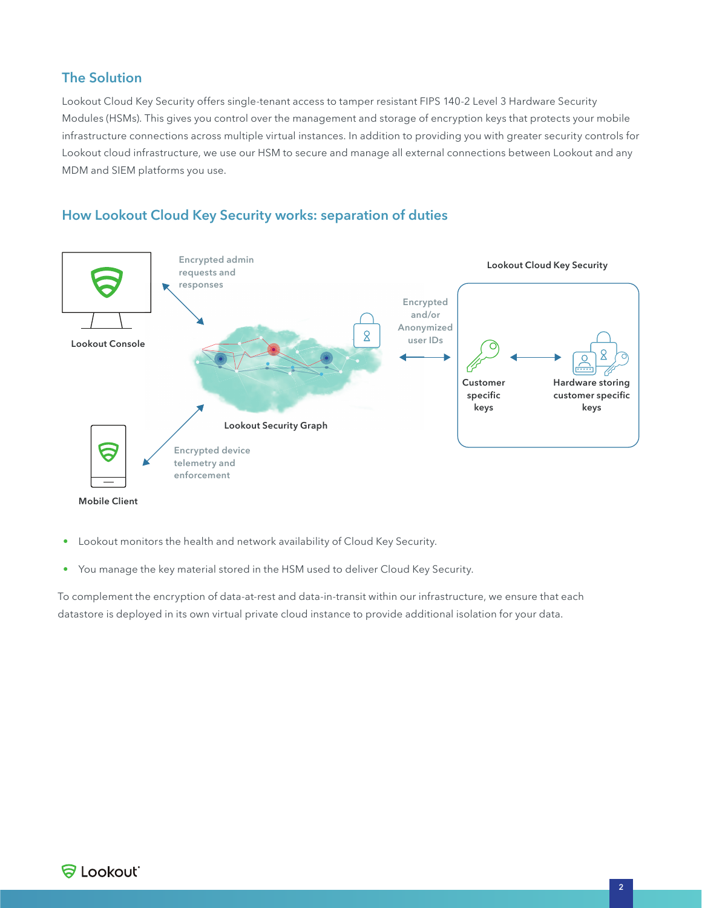## The Solution

Lookout Cloud Key Security offers single-tenant access to tamper resistant FIPS 140-2 Level 3 Hardware Security Modules (HSMs). This gives you control over the management and storage of encryption keys that protects your mobile infrastructure connections across multiple virtual instances. In addition to providing you with greater security controls for Lookout cloud infrastructure, we use our HSM to secure and manage all external connections between Lookout and any MDM and SIEM platforms you use.

## How Lookout Cloud Key Security works: separation of duties

Lookout Console

Encrypted admin requests and responses

Lookout Security Graph

Encrypted and/or Anonymized user IDs

Lookout Cloud Key Security

Customer specific keys

Hardware storing customer specific keys

Encrypted device telemetry and enforcement

Mobile Client

- Lookout monitors the health and network availability of Cloud Key Security.
- You manage the key material stored in the HSM used to deliver Cloud Key Security.

To complement the encryption of data-at-rest and data-in-transit within our infrastructure, we ensure that each datastore is deployed in its own virtual private cloud instance to provide additional isolation for your data.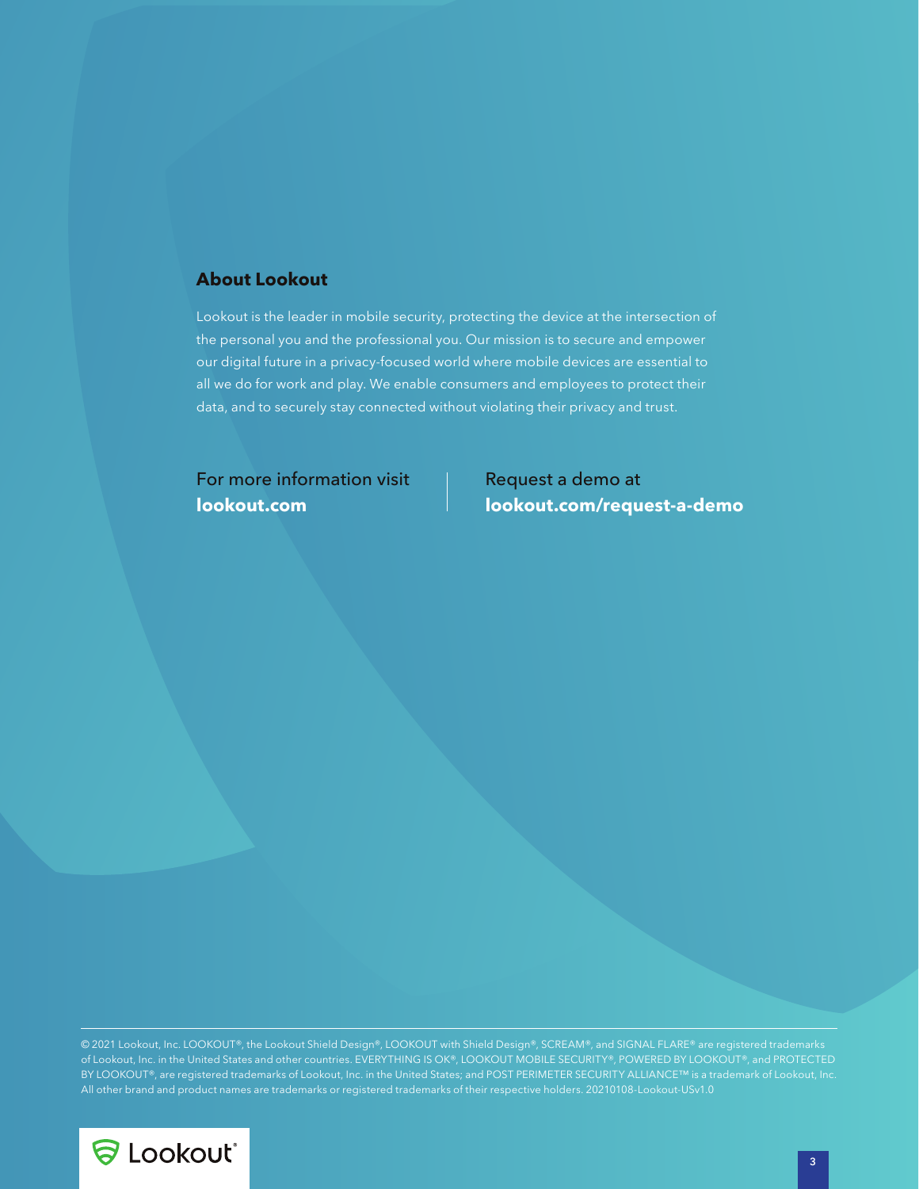## About Lookout

Lookout is the leader in mobile security, protecting the device at the intersection of the personal you and the professional you. Our mission is to secure and empower our digital future in a privacy-focused world where mobile devices are essential to all we do for work and play. We enable consumers and employees to protect their data, and to securely stay connected without violating their privacy and trust.

For more information visit **lookout.com**

Request a demo at **lookout.com/request-a-demo**

© 2021 Lookout, Inc. LOOKOUT®, the Lookout Shield Design®, LOOKOUT with Shield Design®, SCREAM®, and SIGNAL FLARE® are registered trademarks of Lookout, Inc. in the United States and other countries. EVERYTHING IS OK®, LOOKOUT MOBILE SECURITY®, POWERED BY LOOKOUT®, and PROTECTED BY LOOKOUT®, are registered trademarks of Lookout, Inc. in the United States; and POST PERIMETER SECURITY ALLIANCE™ is a trademark of Lookout, Inc. All other brand and product names are trademarks or registered trademarks of their respective holders. 20210108-Lookout-USv1.0

Lookout®